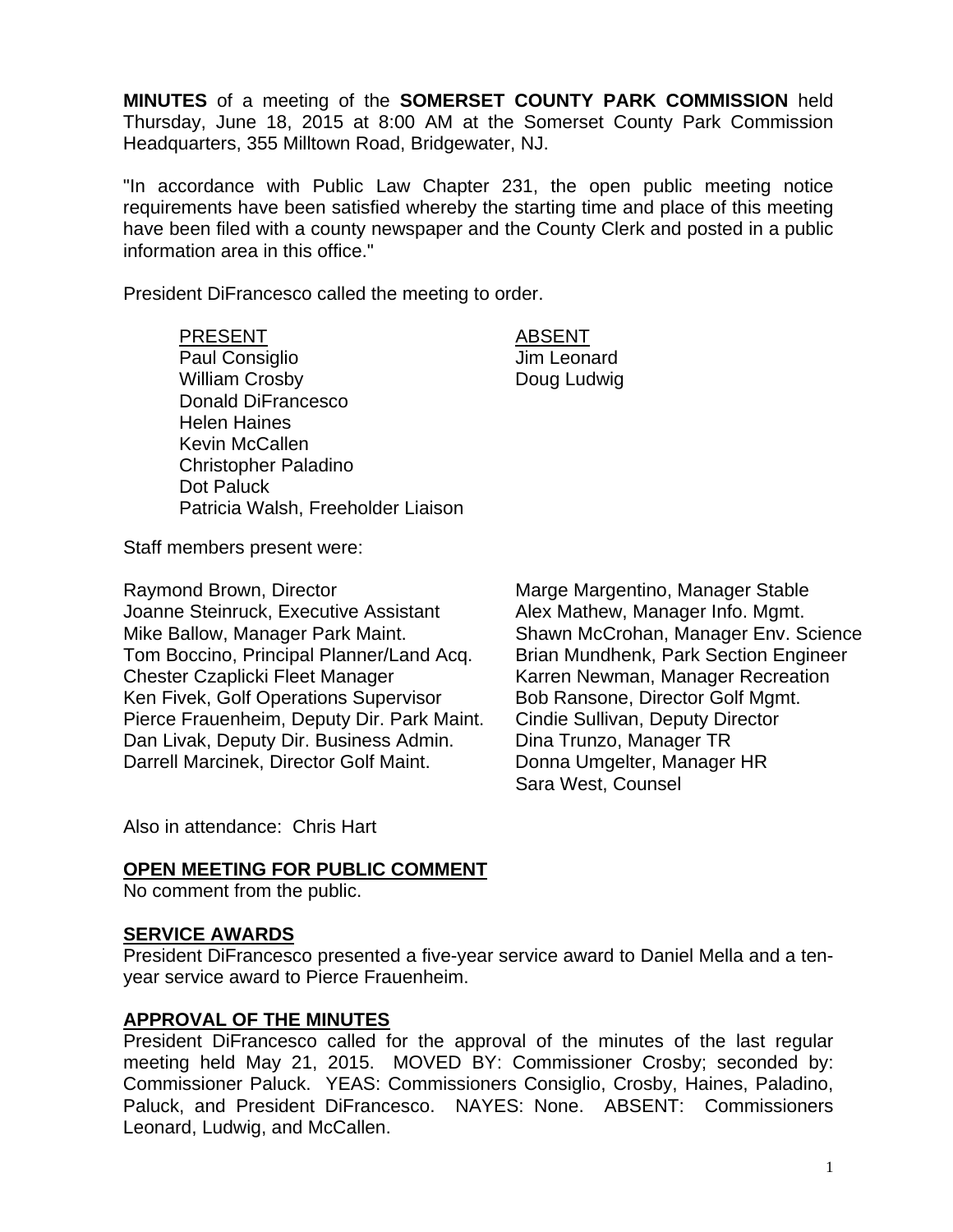**MINUTES** of a meeting of the **SOMERSET COUNTY PARK COMMISSION** held Thursday, June 18, 2015 at 8:00 AM at the Somerset County Park Commission Headquarters, 355 Milltown Road, Bridgewater, NJ.

"In accordance with Public Law Chapter 231, the open public meeting notice requirements have been satisfied whereby the starting time and place of this meeting have been filed with a county newspaper and the County Clerk and posted in a public information area in this office."

President DiFrancesco called the meeting to order.

| PRESENT | ABSENT |
| --- | --- |
| Paul Consiglio | Jim Leonard |
| William Crosby | Doug Ludwig |
| Donald DiFrancesco | |
| Helen Haines | |
| Kevin McCallen | |
| Christopher Paladino | |
| Dot Paluck | |
| Patricia Walsh, Freeholder Liaison | |

Staff members present were:

Raymond Brown, Director
Joanne Steinruck, Executive Assistant
Mike Ballow, Manager Park Maint.
Tom Boccino, Principal Planner/Land Acq.
Chester Czaplicki Fleet Manager
Ken Fivek, Golf Operations Supervisor
Pierce Frauenheim, Deputy Dir. Park Maint.
Dan Livak, Deputy Dir. Business Admin.
Darrell Marcinek, Director Golf Maint.
Marge Margentino, Manager Stable
Alex Mathew, Manager Info. Mgmt.
Shawn McCrohan, Manager Env. Science
Brian Mundhenk, Park Section Engineer
Karren Newman, Manager Recreation
Bob Ransone, Director Golf Mgmt.
Cindie Sullivan, Deputy Director
Dina Trunzo, Manager TR
Donna Umgelter, Manager HR
Sara West, Counsel

Also in attendance: Chris Hart

## OPEN MEETING FOR PUBLIC COMMENT

No comment from the public.

## SERVICE AWARDS

President DiFrancesco presented a five-year service award to Daniel Mella and a ten-year service award to Pierce Frauenheim.

## APPROVAL OF THE MINUTES

President DiFrancesco called for the approval of the minutes of the last regular meeting held May 21, 2015. MOVED BY: Commissioner Crosby; seconded by: Commissioner Paluck. YEAS: Commissioners Consiglio, Crosby, Haines, Paladino, Paluck, and President DiFrancesco. NAYES: None. ABSENT: Commissioners Leonard, Ludwig, and McCallen.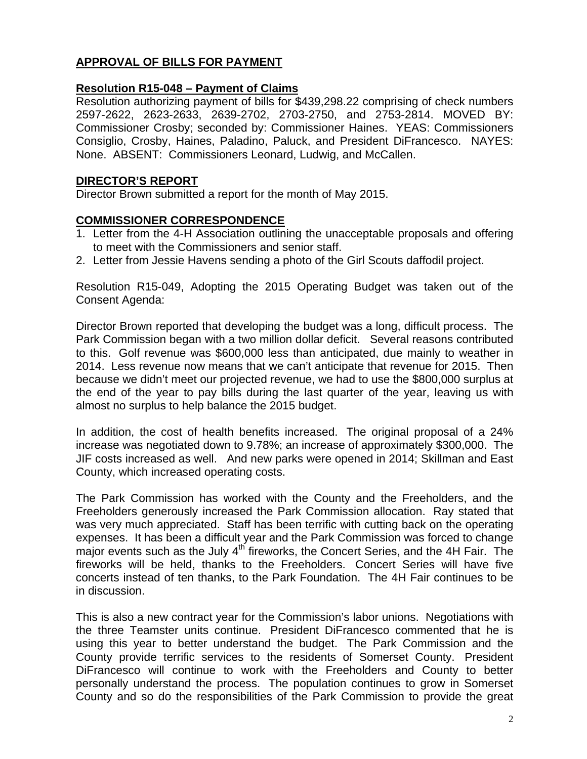## APPROVAL OF BILLS FOR PAYMENT

### Resolution R15-048 – Payment of Claims

Resolution authorizing payment of bills for $439,298.22 comprising of check numbers 2597-2622, 2623-2633, 2639-2702, 2703-2750, and 2753-2814. MOVED BY: Commissioner Crosby; seconded by: Commissioner Haines. YEAS: Commissioners Consiglio, Crosby, Haines, Paladino, Paluck, and President DiFrancesco. NAYES: None. ABSENT: Commissioners Leonard, Ludwig, and McCallen.

## DIRECTOR'S REPORT

Director Brown submitted a report for the month of May 2015.

## COMMISSIONER CORRESPONDENCE

1. Letter from the 4-H Association outlining the unacceptable proposals and offering to meet with the Commissioners and senior staff.
2. Letter from Jessie Havens sending a photo of the Girl Scouts daffodil project.

Resolution R15-049, Adopting the 2015 Operating Budget was taken out of the Consent Agenda:

Director Brown reported that developing the budget was a long, difficult process. The Park Commission began with a two million dollar deficit. Several reasons contributed to this. Golf revenue was $600,000 less than anticipated, due mainly to weather in 2014. Less revenue now means that we can't anticipate that revenue for 2015. Then because we didn't meet our projected revenue, we had to use the $800,000 surplus at the end of the year to pay bills during the last quarter of the year, leaving us with almost no surplus to help balance the 2015 budget.

In addition, the cost of health benefits increased. The original proposal of a 24% increase was negotiated down to 9.78%; an increase of approximately $300,000. The JIF costs increased as well. And new parks were opened in 2014; Skillman and East County, which increased operating costs.

The Park Commission has worked with the County and the Freeholders, and the Freeholders generously increased the Park Commission allocation. Ray stated that was very much appreciated. Staff has been terrific with cutting back on the operating expenses. It has been a difficult year and the Park Commission was forced to change major events such as the July 4th fireworks, the Concert Series, and the 4H Fair. The fireworks will be held, thanks to the Freeholders. Concert Series will have five concerts instead of ten thanks, to the Park Foundation. The 4H Fair continues to be in discussion.

This is also a new contract year for the Commission's labor unions. Negotiations with the three Teamster units continue. President DiFrancesco commented that he is using this year to better understand the budget. The Park Commission and the County provide terrific services to the residents of Somerset County. President DiFrancesco will continue to work with the Freeholders and County to better personally understand the process. The population continues to grow in Somerset County and so do the responsibilities of the Park Commission to provide the great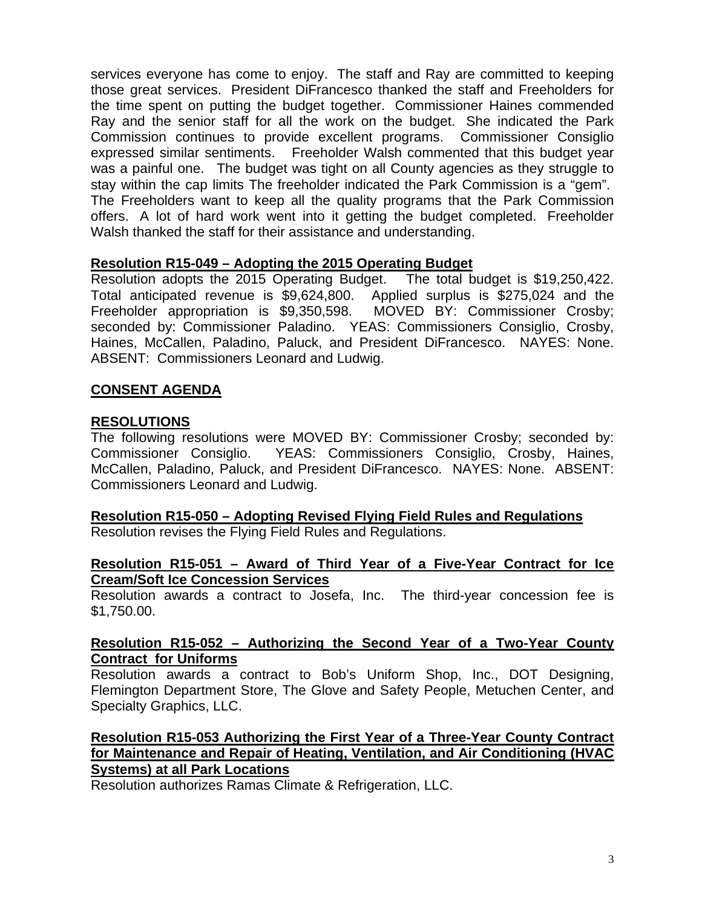services everyone has come to enjoy. The staff and Ray are committed to keeping those great services. President DiFrancesco thanked the staff and Freeholders for the time spent on putting the budget together. Commissioner Haines commended Ray and the senior staff for all the work on the budget. She indicated the Park Commission continues to provide excellent programs. Commissioner Consiglio expressed similar sentiments. Freeholder Walsh commented that this budget year was a painful one. The budget was tight on all County agencies as they struggle to stay within the cap limits The freeholder indicated the Park Commission is a "gem". The Freeholders want to keep all the quality programs that the Park Commission offers. A lot of hard work went into it getting the budget completed. Freeholder Walsh thanked the staff for their assistance and understanding.

**Resolution R15-049 – Adopting the 2015 Operating Budget**
Resolution adopts the 2015 Operating Budget. The total budget is $19,250,422. Total anticipated revenue is $9,624,800. Applied surplus is $275,024 and the Freeholder appropriation is $9,350,598. MOVED BY: Commissioner Crosby; seconded by: Commissioner Paladino. YEAS: Commissioners Consiglio, Crosby, Haines, McCallen, Paladino, Paluck, and President DiFrancesco. NAYES: None. ABSENT: Commissioners Leonard and Ludwig.

**CONSENT AGENDA**

**RESOLUTIONS**
The following resolutions were MOVED BY: Commissioner Crosby; seconded by: Commissioner Consiglio. YEAS: Commissioners Consiglio, Crosby, Haines, McCallen, Paladino, Paluck, and President DiFrancesco. NAYES: None. ABSENT: Commissioners Leonard and Ludwig.

**Resolution R15-050 – Adopting Revised Flying Field Rules and Regulations**
Resolution revises the Flying Field Rules and Regulations.

**Resolution R15-051 – Award of Third Year of a Five-Year Contract for Ice Cream/Soft Ice Concession Services**
Resolution awards a contract to Josefa, Inc. The third-year concession fee is $1,750.00.

**Resolution R15-052 – Authorizing the Second Year of a Two-Year County Contract for Uniforms**
Resolution awards a contract to Bob's Uniform Shop, Inc., DOT Designing, Flemington Department Store, The Glove and Safety People, Metuchen Center, and Specialty Graphics, LLC.

**Resolution R15-053 Authorizing the First Year of a Three-Year County Contract for Maintenance and Repair of Heating, Ventilation, and Air Conditioning (HVAC Systems) at all Park Locations**
Resolution authorizes Ramas Climate & Refrigeration, LLC.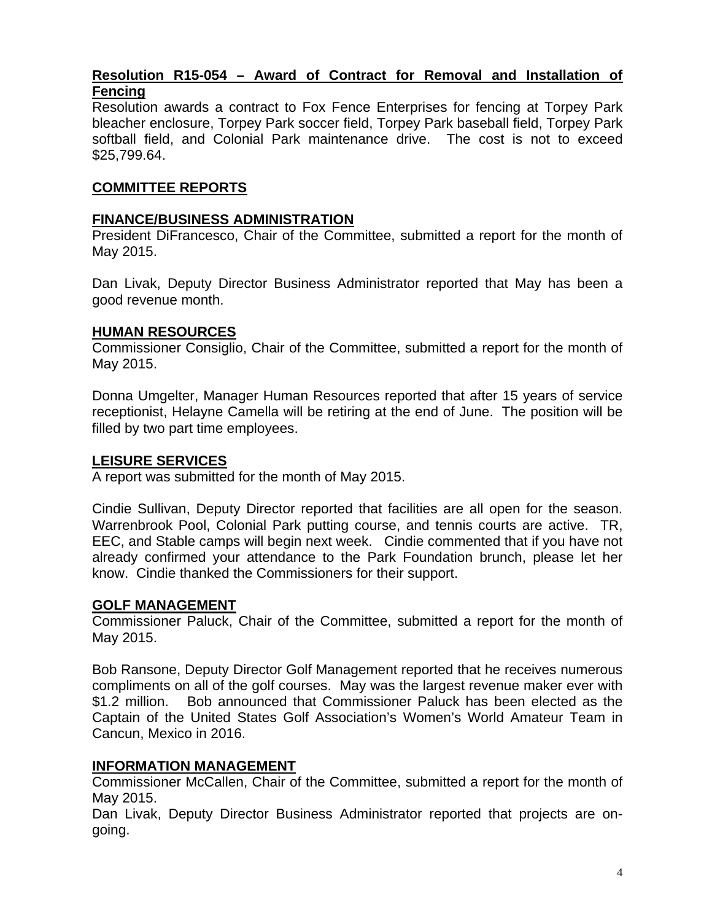**Resolution R15-054 – Award of Contract for Removal and Installation of Fencing**

Resolution awards a contract to Fox Fence Enterprises for fencing at Torpey Park bleacher enclosure, Torpey Park soccer field, Torpey Park baseball field, Torpey Park softball field, and Colonial Park maintenance drive. The cost is not to exceed $25,799.64.

## COMMITTEE REPORTS

### FINANCE/BUSINESS ADMINISTRATION

President DiFrancesco, Chair of the Committee, submitted a report for the month of May 2015.

Dan Livak, Deputy Director Business Administrator reported that May has been a good revenue month.

### HUMAN RESOURCES

Commissioner Consiglio, Chair of the Committee, submitted a report for the month of May 2015.

Donna Umgelter, Manager Human Resources reported that after 15 years of service receptionist, Helayne Camella will be retiring at the end of June. The position will be filled by two part time employees.

### LEISURE SERVICES

A report was submitted for the month of May 2015.

Cindie Sullivan, Deputy Director reported that facilities are all open for the season. Warrenbrook Pool, Colonial Park putting course, and tennis courts are active. TR, EEC, and Stable camps will begin next week. Cindie commented that if you have not already confirmed your attendance to the Park Foundation brunch, please let her know. Cindie thanked the Commissioners for their support.

### GOLF MANAGEMENT

Commissioner Paluck, Chair of the Committee, submitted a report for the month of May 2015.

Bob Ransone, Deputy Director Golf Management reported that he receives numerous compliments on all of the golf courses. May was the largest revenue maker ever with $1.2 million. Bob announced that Commissioner Paluck has been elected as the Captain of the United States Golf Association's Women's World Amateur Team in Cancun, Mexico in 2016.

### INFORMATION MANAGEMENT

Commissioner McCallen, Chair of the Committee, submitted a report for the month of May 2015.

Dan Livak, Deputy Director Business Administrator reported that projects are on-going.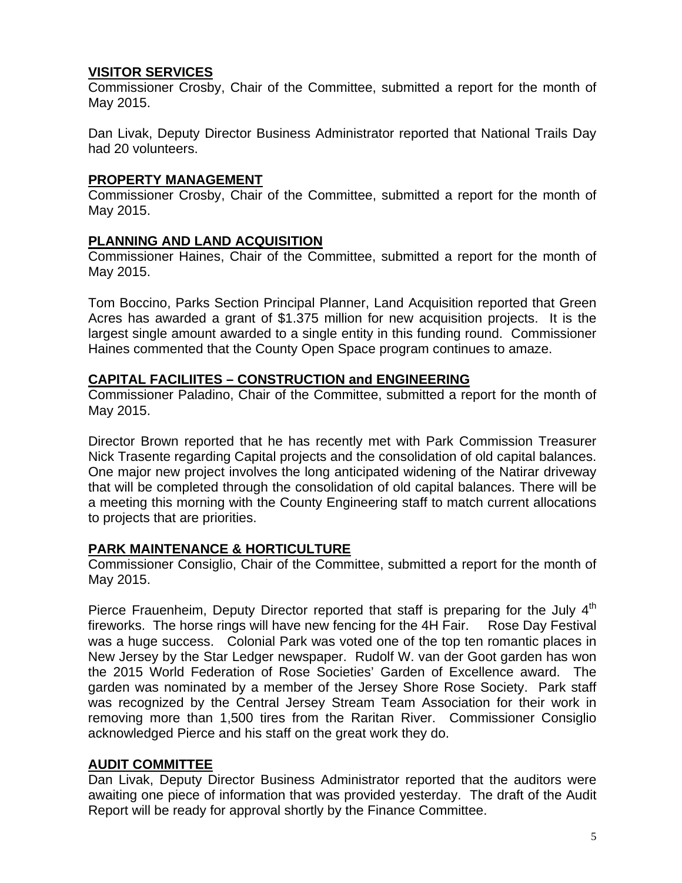**VISITOR SERVICES**

Commissioner Crosby, Chair of the Committee, submitted a report for the month of May 2015.

Dan Livak, Deputy Director Business Administrator reported that National Trails Day had 20 volunteers.

**PROPERTY MANAGEMENT**

Commissioner Crosby, Chair of the Committee, submitted a report for the month of May 2015.

**PLANNING AND LAND ACQUISITION**

Commissioner Haines, Chair of the Committee, submitted a report for the month of May 2015.

Tom Boccino, Parks Section Principal Planner, Land Acquisition reported that Green Acres has awarded a grant of $1.375 million for new acquisition projects. It is the largest single amount awarded to a single entity in this funding round. Commissioner Haines commented that the County Open Space program continues to amaze.

**CAPITAL FACILIITES – CONSTRUCTION and ENGINEERING**

Commissioner Paladino, Chair of the Committee, submitted a report for the month of May 2015.

Director Brown reported that he has recently met with Park Commission Treasurer Nick Trasente regarding Capital projects and the consolidation of old capital balances. One major new project involves the long anticipated widening of the Natirar driveway that will be completed through the consolidation of old capital balances. There will be a meeting this morning with the County Engineering staff to match current allocations to projects that are priorities.

**PARK MAINTENANCE & HORTICULTURE**

Commissioner Consiglio, Chair of the Committee, submitted a report for the month of May 2015.

Pierce Frauenheim, Deputy Director reported that staff is preparing for the July 4th fireworks. The horse rings will have new fencing for the 4H Fair. Rose Day Festival was a huge success. Colonial Park was voted one of the top ten romantic places in New Jersey by the Star Ledger newspaper. Rudolf W. van der Goot garden has won the 2015 World Federation of Rose Societies' Garden of Excellence award. The garden was nominated by a member of the Jersey Shore Rose Society. Park staff was recognized by the Central Jersey Stream Team Association for their work in removing more than 1,500 tires from the Raritan River. Commissioner Consiglio acknowledged Pierce and his staff on the great work they do.

**AUDIT COMMITTEE**

Dan Livak, Deputy Director Business Administrator reported that the auditors were awaiting one piece of information that was provided yesterday. The draft of the Audit Report will be ready for approval shortly by the Finance Committee.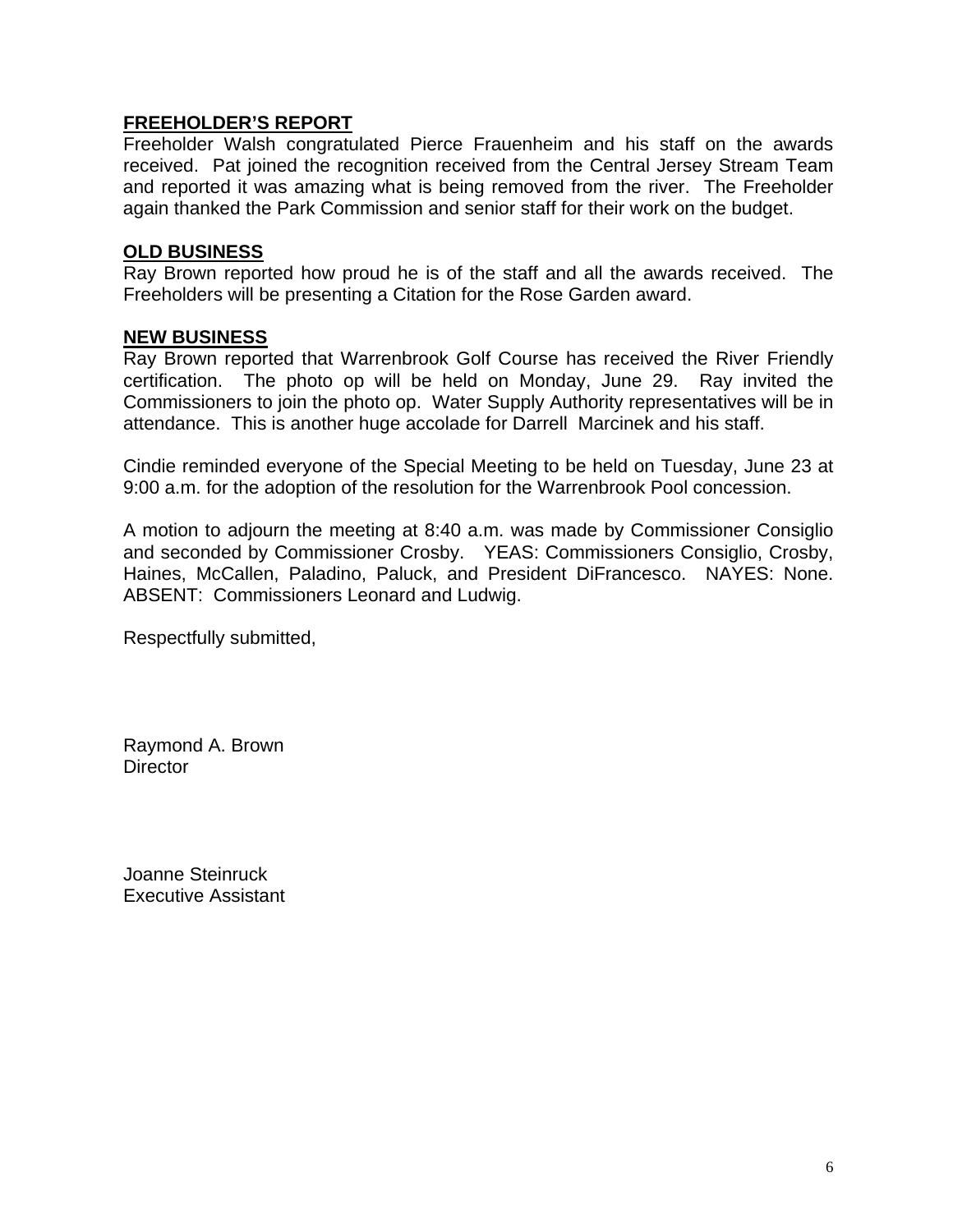**FREEHOLDER'S REPORT**

Freeholder Walsh congratulated Pierce Frauenheim and his staff on the awards received. Pat joined the recognition received from the Central Jersey Stream Team and reported it was amazing what is being removed from the river. The Freeholder again thanked the Park Commission and senior staff for their work on the budget.

**OLD BUSINESS**

Ray Brown reported how proud he is of the staff and all the awards received. The Freeholders will be presenting a Citation for the Rose Garden award.

**NEW BUSINESS**

Ray Brown reported that Warrenbrook Golf Course has received the River Friendly certification. The photo op will be held on Monday, June 29. Ray invited the Commissioners to join the photo op. Water Supply Authority representatives will be in attendance. This is another huge accolade for Darrell Marcinek and his staff.

Cindie reminded everyone of the Special Meeting to be held on Tuesday, June 23 at 9:00 a.m. for the adoption of the resolution for the Warrenbrook Pool concession.

A motion to adjourn the meeting at 8:40 a.m. was made by Commissioner Consiglio and seconded by Commissioner Crosby. YEAS: Commissioners Consiglio, Crosby, Haines, McCallen, Paladino, Paluck, and President DiFrancesco. NAYES: None. ABSENT: Commissioners Leonard and Ludwig.

Respectfully submitted,

Raymond A. Brown
Director

Joanne Steinruck
Executive Assistant